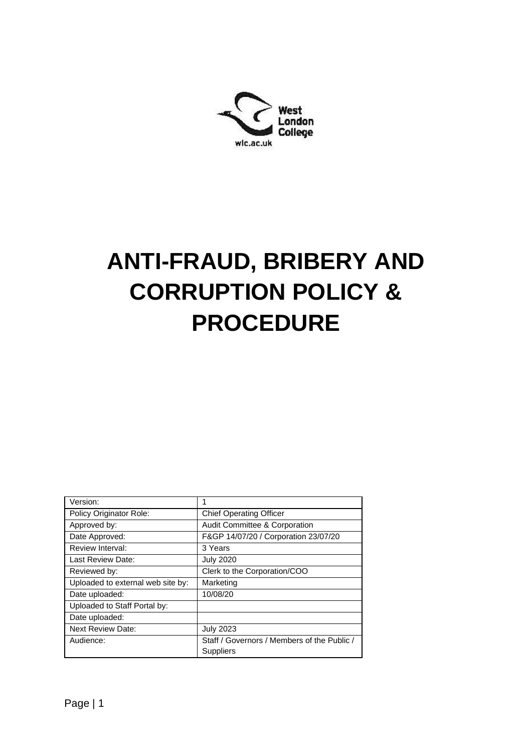West London College

wlc.ac.uk

# ANTI-FRAUD, BRIBERY AND CORRUPTION POLICY & PROCEDURE

| Version: | 1 |
|---|---|
| Policy Originator Role: | Chief Operating Officer |
| Approved by: | Audit Committee & Corporation |
| Date Approved: | F&GP 14/07/20 / Corporation 23/07/20 |
| Review Interval: | 3 Years |
| Last Review Date: | July 2020 |
| Reviewed by: | Clerk to the Corporation/COO |
| Uploaded to external web site by: | Marketing |
| Date uploaded: | 10/08/20 |
| Uploaded to Staff Portal by: | |
| Date uploaded: | |
| Next Review Date: | July 2023 |
| Audience: | Staff / Governors / Members of the Public / Suppliers |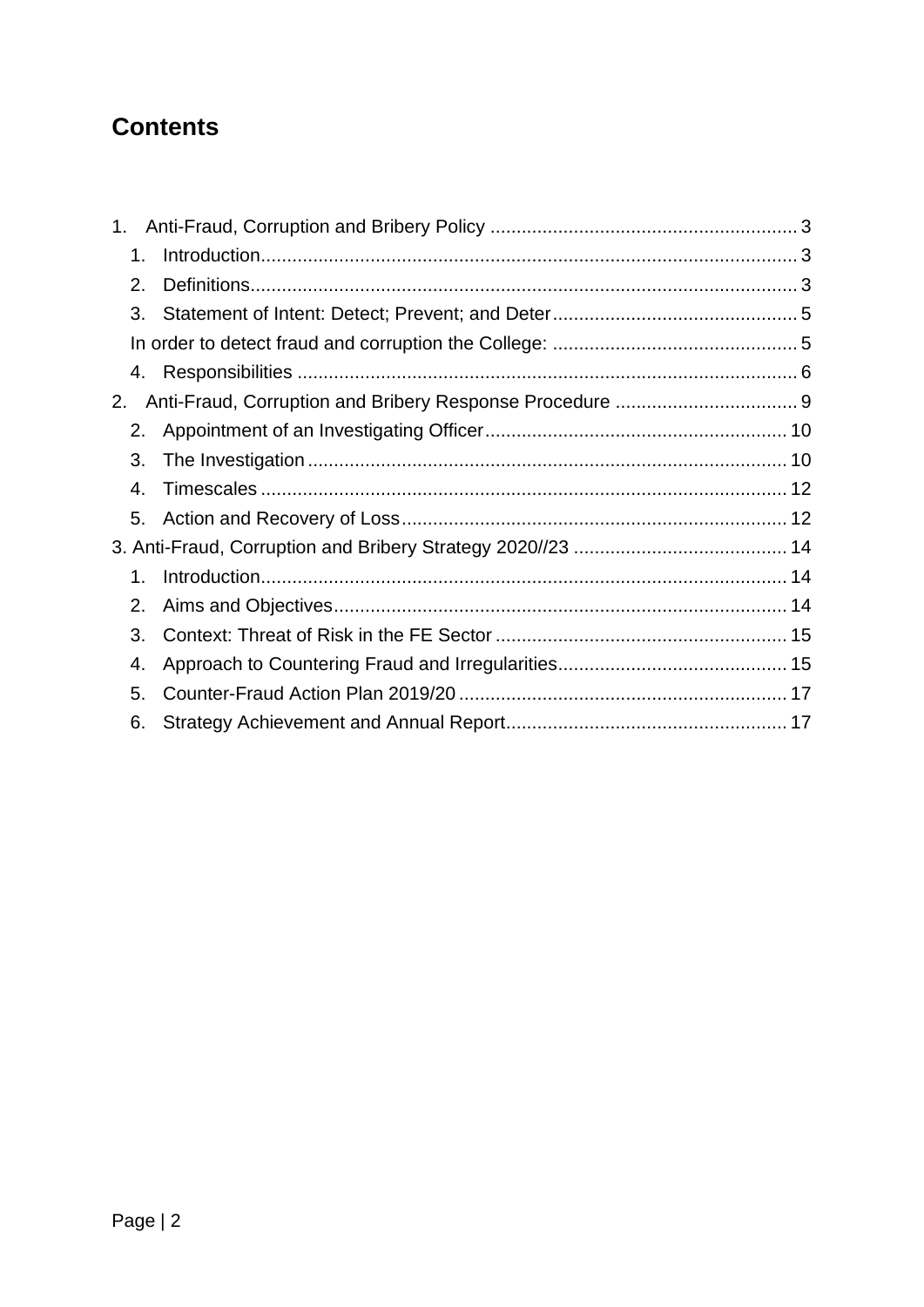# Contents

1. Anti-Fraud, Corruption and Bribery Policy .......... 3
   1. Introduction .......... 3
   2. Definitions .......... 3
   3. Statement of Intent: Detect; Prevent; and Deter .......... 5
   
   In order to detect fraud and corruption the College: .......... 5
   
   4. Responsibilities .......... 6
2. Anti-Fraud, Corruption and Bribery Response Procedure .......... 9
   2. Appointment of an Investigating Officer .......... 10
   3. The Investigation .......... 10
   4. Timescales .......... 12
   5. Action and Recovery of Loss .......... 12

3. Anti-Fraud, Corruption and Bribery Strategy 2020//23 .......... 14
   1. Introduction .......... 14
   2. Aims and Objectives .......... 14
   3. Context: Threat of Risk in the FE Sector .......... 15
   4. Approach to Countering Fraud and Irregularities .......... 15
   5. Counter-Fraud Action Plan 2019/20 .......... 17
   6. Strategy Achievement and Annual Report .......... 17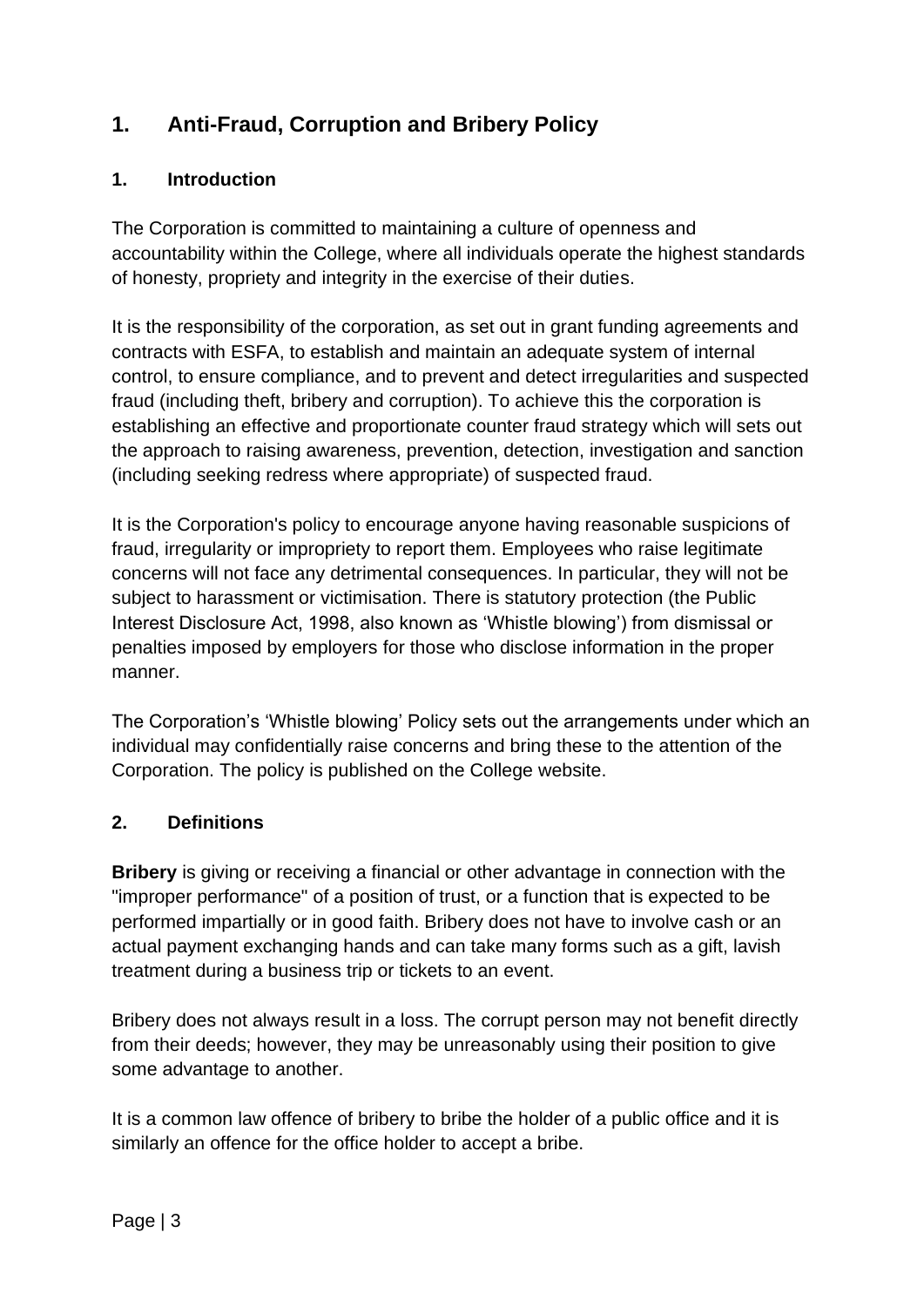# 1. Anti-Fraud, Corruption and Bribery Policy

## 1. Introduction

The Corporation is committed to maintaining a culture of openness and accountability within the College, where all individuals operate the highest standards of honesty, propriety and integrity in the exercise of their duties.

It is the responsibility of the corporation, as set out in grant funding agreements and contracts with ESFA, to establish and maintain an adequate system of internal control, to ensure compliance, and to prevent and detect irregularities and suspected fraud (including theft, bribery and corruption). To achieve this the corporation is establishing an effective and proportionate counter fraud strategy which will sets out the approach to raising awareness, prevention, detection, investigation and sanction (including seeking redress where appropriate) of suspected fraud.

It is the Corporation's policy to encourage anyone having reasonable suspicions of fraud, irregularity or impropriety to report them. Employees who raise legitimate concerns will not face any detrimental consequences. In particular, they will not be subject to harassment or victimisation. There is statutory protection (the Public Interest Disclosure Act, 1998, also known as 'Whistle blowing') from dismissal or penalties imposed by employers for those who disclose information in the proper manner.

The Corporation's 'Whistle blowing' Policy sets out the arrangements under which an individual may confidentially raise concerns and bring these to the attention of the Corporation. The policy is published on the College website.

## 2. Definitions

**Bribery** is giving or receiving a financial or other advantage in connection with the "improper performance" of a position of trust, or a function that is expected to be performed impartially or in good faith. Bribery does not have to involve cash or an actual payment exchanging hands and can take many forms such as a gift, lavish treatment during a business trip or tickets to an event.

Bribery does not always result in a loss. The corrupt person may not benefit directly from their deeds; however, they may be unreasonably using their position to give some advantage to another.

It is a common law offence of bribery to bribe the holder of a public office and it is similarly an offence for the office holder to accept a bribe.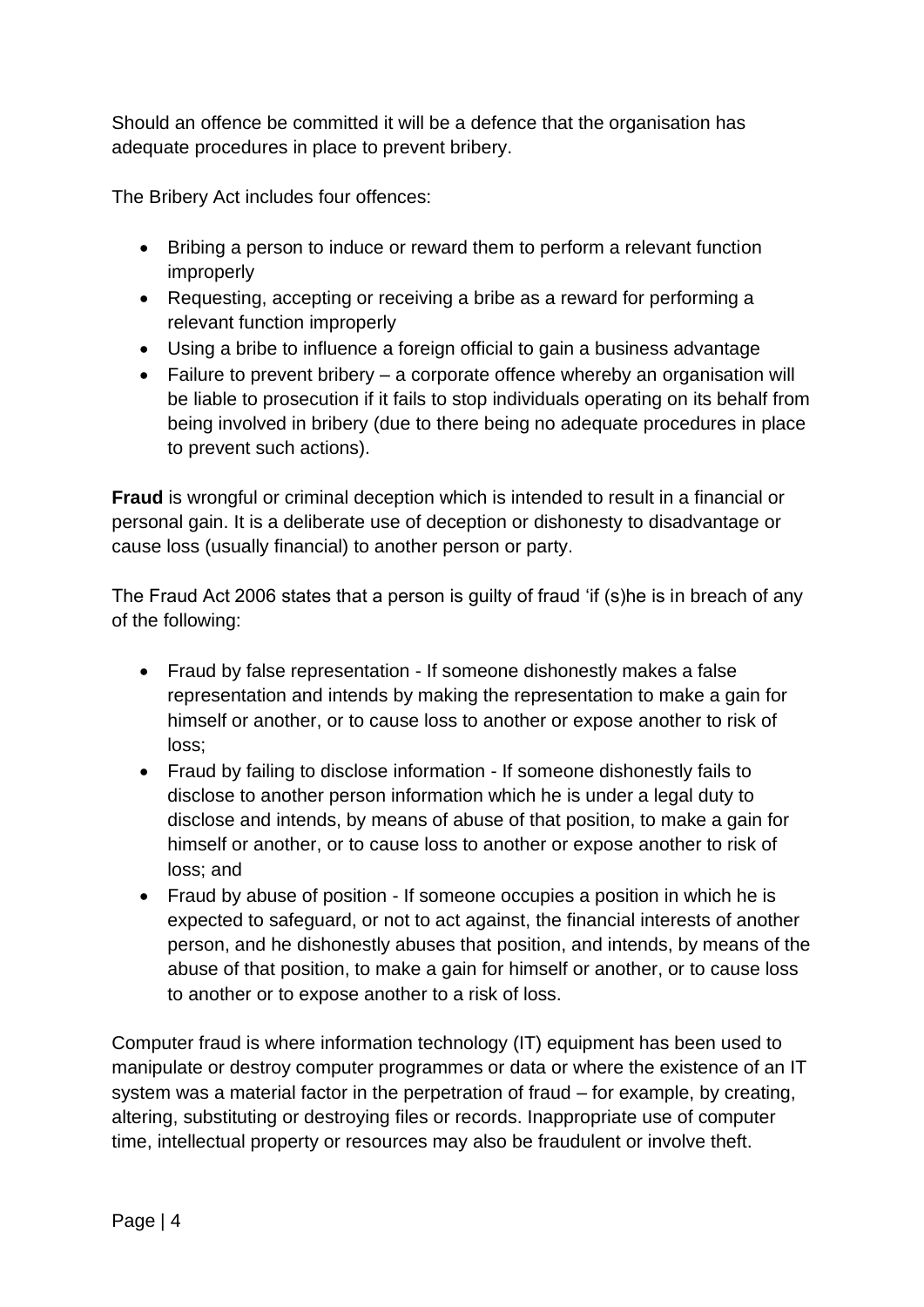Should an offence be committed it will be a defence that the organisation has adequate procedures in place to prevent bribery.

The Bribery Act includes four offences:

- Bribing a person to induce or reward them to perform a relevant function improperly
- Requesting, accepting or receiving a bribe as a reward for performing a relevant function improperly
- Using a bribe to influence a foreign official to gain a business advantage
- Failure to prevent bribery – a corporate offence whereby an organisation will be liable to prosecution if it fails to stop individuals operating on its behalf from being involved in bribery (due to there being no adequate procedures in place to prevent such actions).

**Fraud** is wrongful or criminal deception which is intended to result in a financial or personal gain. It is a deliberate use of deception or dishonesty to disadvantage or cause loss (usually financial) to another person or party.

The Fraud Act 2006 states that a person is guilty of fraud 'if (s)he is in breach of any of the following:

- Fraud by false representation - If someone dishonestly makes a false representation and intends by making the representation to make a gain for himself or another, or to cause loss to another or expose another to risk of loss;
- Fraud by failing to disclose information - If someone dishonestly fails to disclose to another person information which he is under a legal duty to disclose and intends, by means of abuse of that position, to make a gain for himself or another, or to cause loss to another or expose another to risk of loss; and
- Fraud by abuse of position - If someone occupies a position in which he is expected to safeguard, or not to act against, the financial interests of another person, and he dishonestly abuses that position, and intends, by means of the abuse of that position, to make a gain for himself or another, or to cause loss to another or to expose another to a risk of loss.

Computer fraud is where information technology (IT) equipment has been used to manipulate or destroy computer programmes or data or where the existence of an IT system was a material factor in the perpetration of fraud – for example, by creating, altering, substituting or destroying files or records. Inappropriate use of computer time, intellectual property or resources may also be fraudulent or involve theft.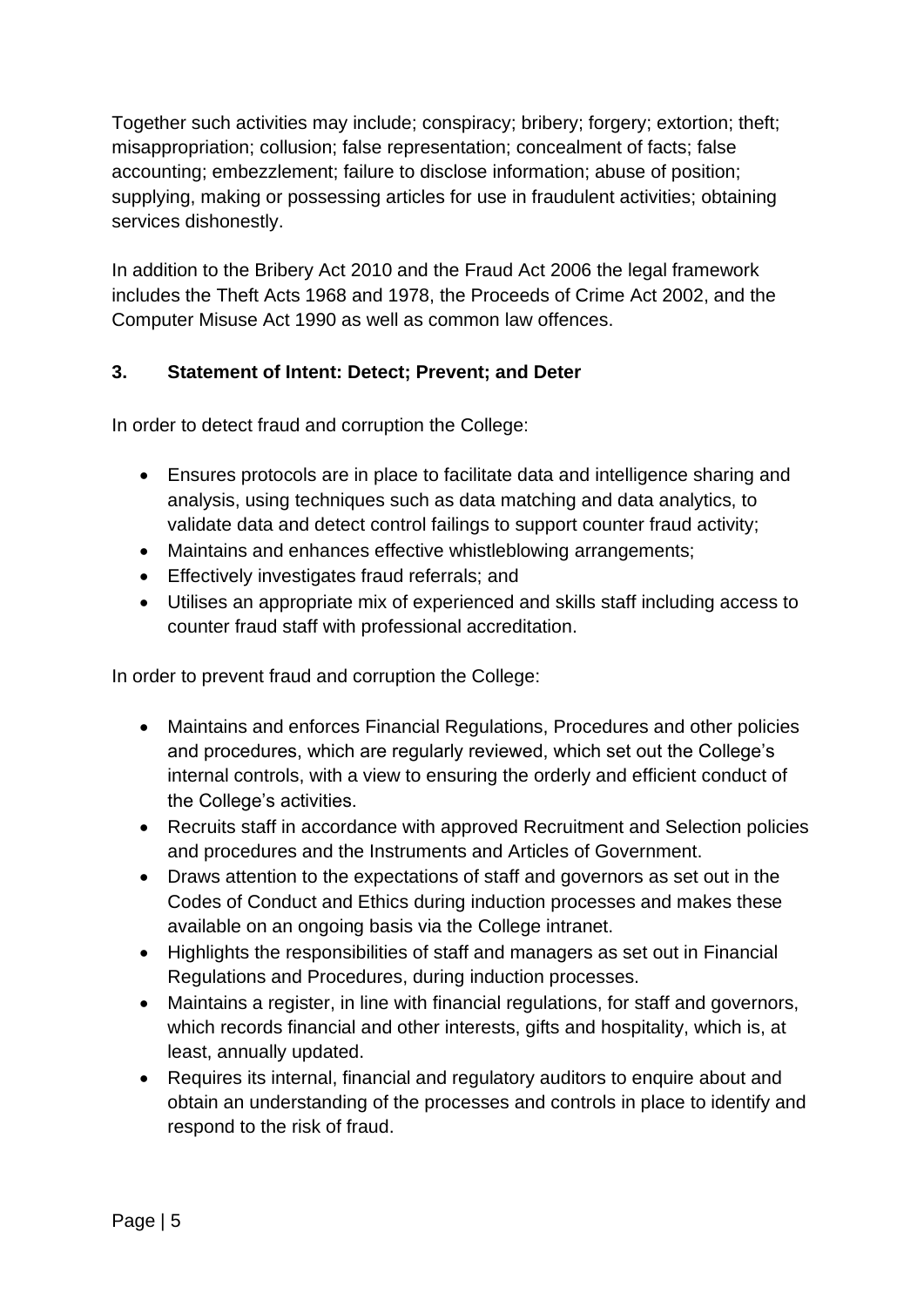Together such activities may include; conspiracy; bribery; forgery; extortion; theft; misappropriation; collusion; false representation; concealment of facts; false accounting; embezzlement; failure to disclose information; abuse of position; supplying, making or possessing articles for use in fraudulent activities; obtaining services dishonestly.

In addition to the Bribery Act 2010 and the Fraud Act 2006 the legal framework includes the Theft Acts 1968 and 1978, the Proceeds of Crime Act 2002, and the Computer Misuse Act 1990 as well as common law offences.

## 3. Statement of Intent: Detect; Prevent; and Deter

In order to detect fraud and corruption the College:

- Ensures protocols are in place to facilitate data and intelligence sharing and analysis, using techniques such as data matching and data analytics, to validate data and detect control failings to support counter fraud activity;
- Maintains and enhances effective whistleblowing arrangements;
- Effectively investigates fraud referrals; and
- Utilises an appropriate mix of experienced and skills staff including access to counter fraud staff with professional accreditation.

In order to prevent fraud and corruption the College:

- Maintains and enforces Financial Regulations, Procedures and other policies and procedures, which are regularly reviewed, which set out the College's internal controls, with a view to ensuring the orderly and efficient conduct of the College's activities.
- Recruits staff in accordance with approved Recruitment and Selection policies and procedures and the Instruments and Articles of Government.
- Draws attention to the expectations of staff and governors as set out in the Codes of Conduct and Ethics during induction processes and makes these available on an ongoing basis via the College intranet.
- Highlights the responsibilities of staff and managers as set out in Financial Regulations and Procedures, during induction processes.
- Maintains a register, in line with financial regulations, for staff and governors, which records financial and other interests, gifts and hospitality, which is, at least, annually updated.
- Requires its internal, financial and regulatory auditors to enquire about and obtain an understanding of the processes and controls in place to identify and respond to the risk of fraud.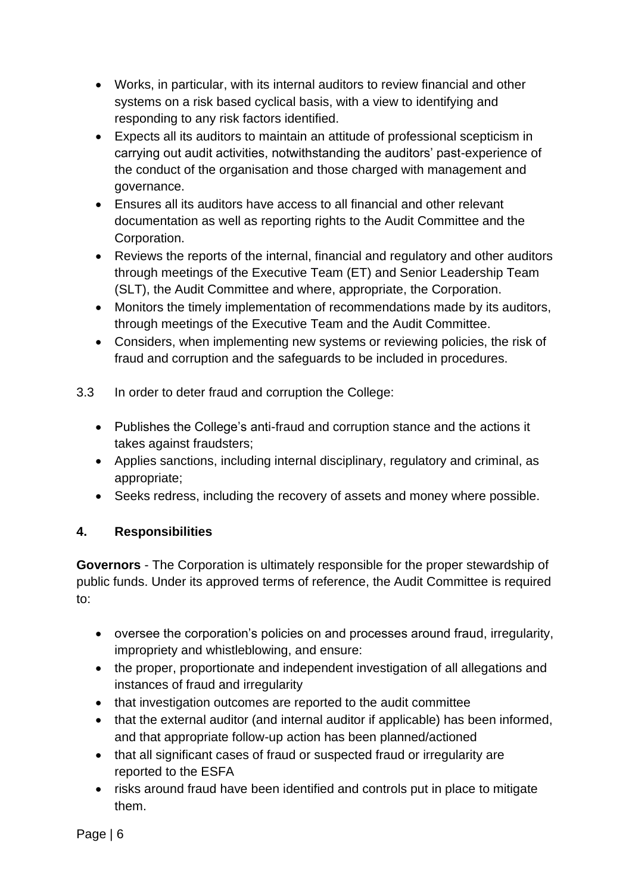- Works, in particular, with its internal auditors to review financial and other systems on a risk based cyclical basis, with a view to identifying and responding to any risk factors identified.
- Expects all its auditors to maintain an attitude of professional scepticism in carrying out audit activities, notwithstanding the auditors' past-experience of the conduct of the organisation and those charged with management and governance.
- Ensures all its auditors have access to all financial and other relevant documentation as well as reporting rights to the Audit Committee and the Corporation.
- Reviews the reports of the internal, financial and regulatory and other auditors through meetings of the Executive Team (ET) and Senior Leadership Team (SLT), the Audit Committee and where, appropriate, the Corporation.
- Monitors the timely implementation of recommendations made by its auditors, through meetings of the Executive Team and the Audit Committee.
- Considers, when implementing new systems or reviewing policies, the risk of fraud and corruption and the safeguards to be included in procedures.

3.3 In order to deter fraud and corruption the College:

- Publishes the College's anti-fraud and corruption stance and the actions it takes against fraudsters;
- Applies sanctions, including internal disciplinary, regulatory and criminal, as appropriate;
- Seeks redress, including the recovery of assets and money where possible.

## 4. Responsibilities

**Governors** - The Corporation is ultimately responsible for the proper stewardship of public funds. Under its approved terms of reference, the Audit Committee is required to:

- oversee the corporation's policies on and processes around fraud, irregularity, impropriety and whistleblowing, and ensure:
- the proper, proportionate and independent investigation of all allegations and instances of fraud and irregularity
- that investigation outcomes are reported to the audit committee
- that the external auditor (and internal auditor if applicable) has been informed, and that appropriate follow-up action has been planned/actioned
- that all significant cases of fraud or suspected fraud or irregularity are reported to the ESFA
- risks around fraud have been identified and controls put in place to mitigate them.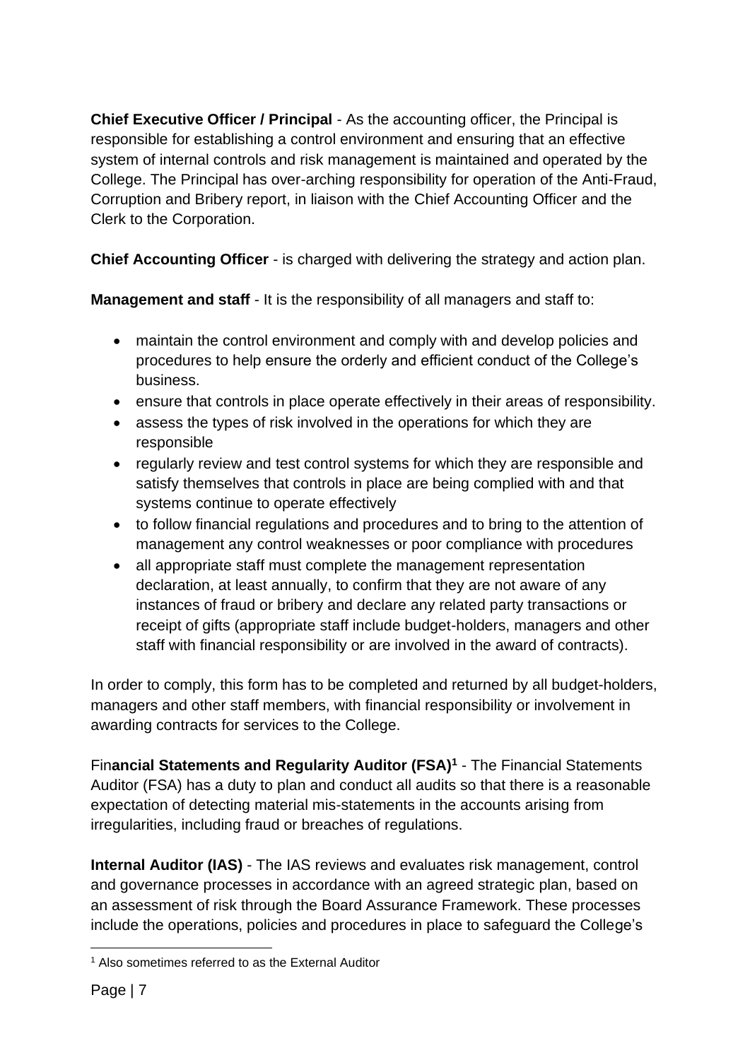**Chief Executive Officer / Principal** - As the accounting officer, the Principal is responsible for establishing a control environment and ensuring that an effective system of internal controls and risk management is maintained and operated by the College. The Principal has over-arching responsibility for operation of the Anti-Fraud, Corruption and Bribery report, in liaison with the Chief Accounting Officer and the Clerk to the Corporation.

**Chief Accounting Officer** - is charged with delivering the strategy and action plan.

**Management and staff** - It is the responsibility of all managers and staff to:

- maintain the control environment and comply with and develop policies and procedures to help ensure the orderly and efficient conduct of the College's business.
- ensure that controls in place operate effectively in their areas of responsibility.
- assess the types of risk involved in the operations for which they are responsible
- regularly review and test control systems for which they are responsible and satisfy themselves that controls in place are being complied with and that systems continue to operate effectively
- to follow financial regulations and procedures and to bring to the attention of management any control weaknesses or poor compliance with procedures
- all appropriate staff must complete the management representation declaration, at least annually, to confirm that they are not aware of any instances of fraud or bribery and declare any related party transactions or receipt of gifts (appropriate staff include budget-holders, managers and other staff with financial responsibility or are involved in the award of contracts).

In order to comply, this form has to be completed and returned by all budget-holders, managers and other staff members, with financial responsibility or involvement in awarding contracts for services to the College.

Fin**ancial Statements and Regularity Auditor (FSA)**[1] - The Financial Statements Auditor (FSA) has a duty to plan and conduct all audits so that there is a reasonable expectation of detecting material mis-statements in the accounts arising from irregularities, including fraud or breaches of regulations.

**Internal Auditor (IAS)** - The IAS reviews and evaluates risk management, control and governance processes in accordance with an agreed strategic plan, based on an assessment of risk through the Board Assurance Framework. These processes include the operations, policies and procedures in place to safeguard the College's

[1] Also sometimes referred to as the External Auditor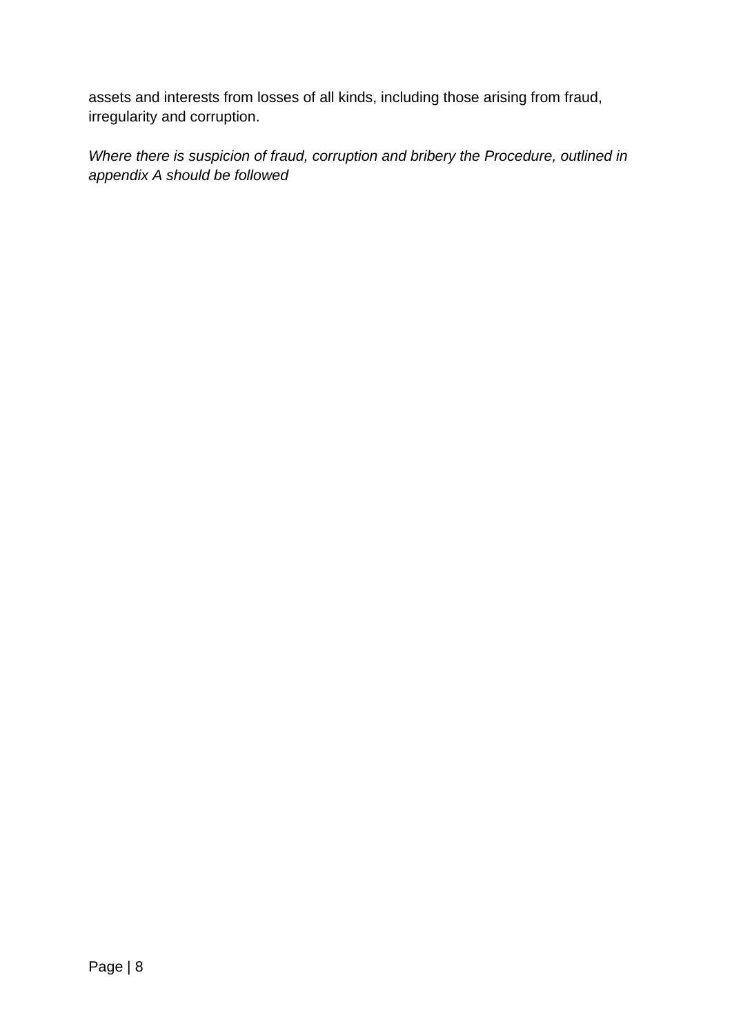assets and interests from losses of all kinds, including those arising from fraud, irregularity and corruption.

*Where there is suspicion of fraud, corruption and bribery the Procedure, outlined in appendix A should be followed*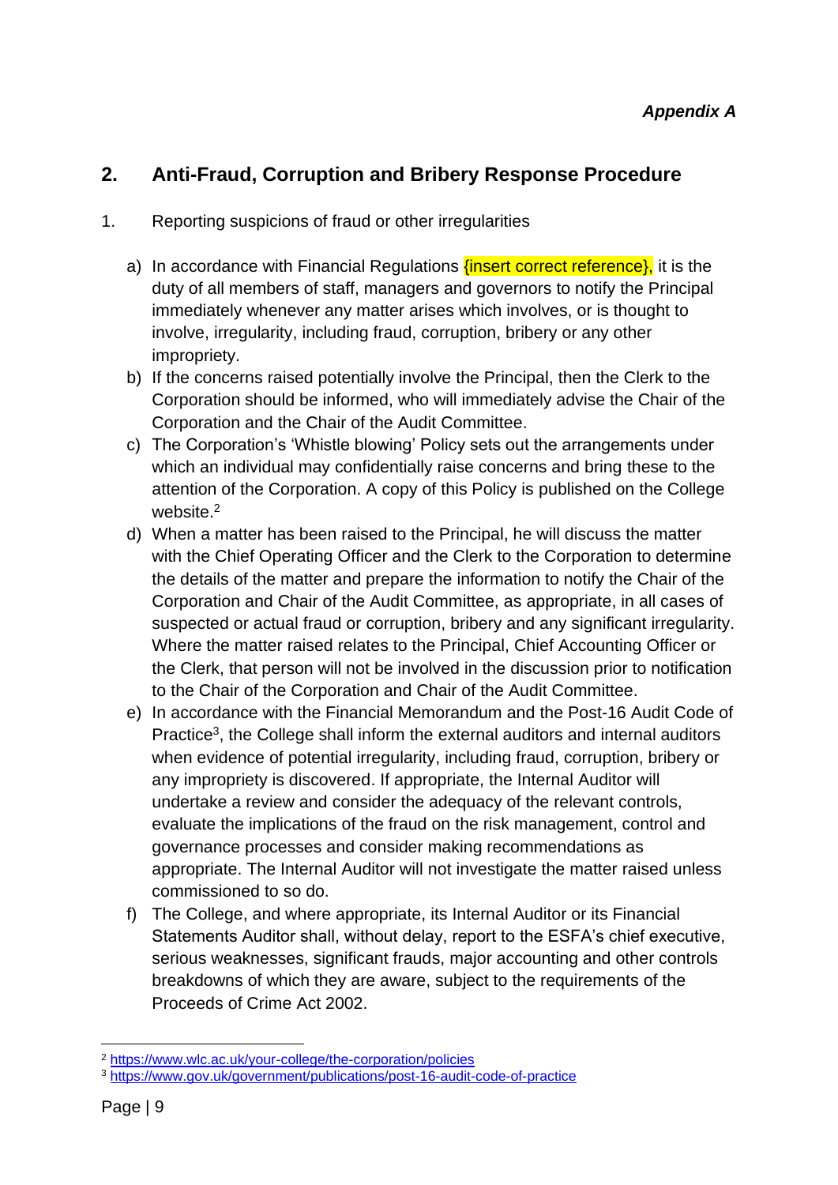*Appendix A*

## 2. Anti-Fraud, Corruption and Bribery Response Procedure

1. Reporting suspicions of fraud or other irregularities

   a) In accordance with Financial Regulations {insert correct reference}, it is the duty of all members of staff, managers and governors to notify the Principal immediately whenever any matter arises which involves, or is thought to involve, irregularity, including fraud, corruption, bribery or any other impropriety.

   b) If the concerns raised potentially involve the Principal, then the Clerk to the Corporation should be informed, who will immediately advise the Chair of the Corporation and the Chair of the Audit Committee.

   c) The Corporation's 'Whistle blowing' Policy sets out the arrangements under which an individual may confidentially raise concerns and bring these to the attention of the Corporation. A copy of this Policy is published on the College website.[2]

   d) When a matter has been raised to the Principal, he will discuss the matter with the Chief Operating Officer and the Clerk to the Corporation to determine the details of the matter and prepare the information to notify the Chair of the Corporation and Chair of the Audit Committee, as appropriate, in all cases of suspected or actual fraud or corruption, bribery and any significant irregularity. Where the matter raised relates to the Principal, Chief Accounting Officer or the Clerk, that person will not be involved in the discussion prior to notification to the Chair of the Corporation and Chair of the Audit Committee.

   e) In accordance with the Financial Memorandum and the Post-16 Audit Code of Practice[3], the College shall inform the external auditors and internal auditors when evidence of potential irregularity, including fraud, corruption, bribery or any impropriety is discovered. If appropriate, the Internal Auditor will undertake a review and consider the adequacy of the relevant controls, evaluate the implications of the fraud on the risk management, control and governance processes and consider making recommendations as appropriate. The Internal Auditor will not investigate the matter raised unless commissioned to so do.

   f) The College, and where appropriate, its Internal Auditor or its Financial Statements Auditor shall, without delay, report to the ESFA's chief executive, serious weaknesses, significant frauds, major accounting and other controls breakdowns of which they are aware, subject to the requirements of the Proceeds of Crime Act 2002.

---

[2] https://www.wlc.ac.uk/your-college/the-corporation/policies

[3] https://www.gov.uk/government/publications/post-16-audit-code-of-practice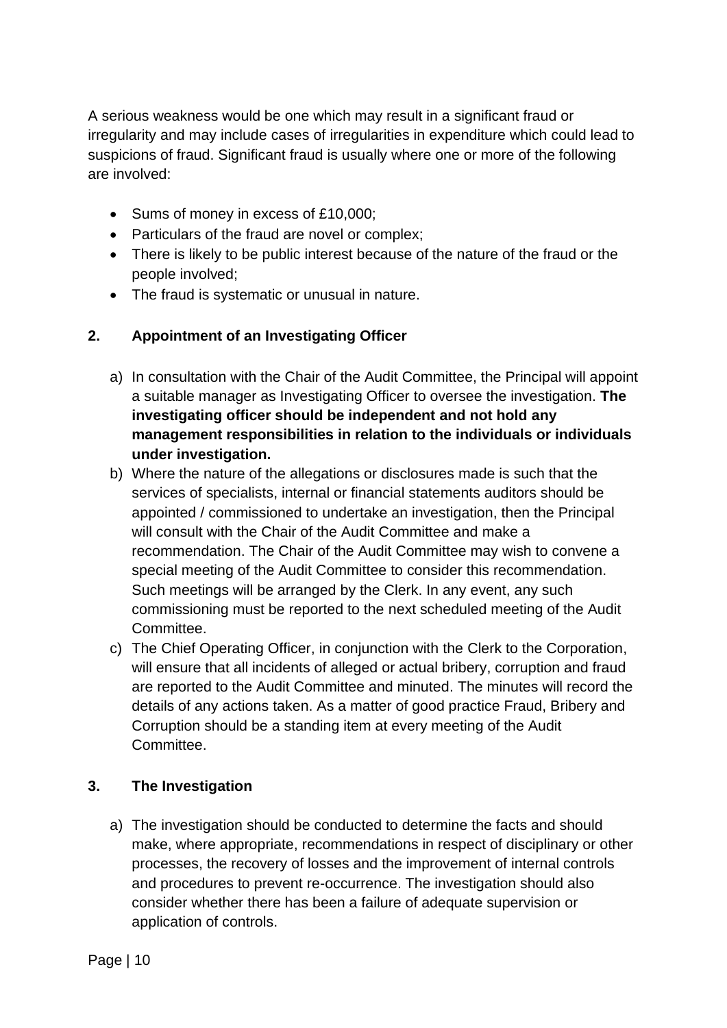A serious weakness would be one which may result in a significant fraud or irregularity and may include cases of irregularities in expenditure which could lead to suspicions of fraud. Significant fraud is usually where one or more of the following are involved:

- Sums of money in excess of £10,000;
- Particulars of the fraud are novel or complex;
- There is likely to be public interest because of the nature of the fraud or the people involved;
- The fraud is systematic or unusual in nature.

## 2. Appointment of an Investigating Officer

a) In consultation with the Chair of the Audit Committee, the Principal will appoint a suitable manager as Investigating Officer to oversee the investigation. **The investigating officer should be independent and not hold any management responsibilities in relation to the individuals or individuals under investigation.**

b) Where the nature of the allegations or disclosures made is such that the services of specialists, internal or financial statements auditors should be appointed / commissioned to undertake an investigation, then the Principal will consult with the Chair of the Audit Committee and make a recommendation. The Chair of the Audit Committee may wish to convene a special meeting of the Audit Committee to consider this recommendation. Such meetings will be arranged by the Clerk. In any event, any such commissioning must be reported to the next scheduled meeting of the Audit Committee.

c) The Chief Operating Officer, in conjunction with the Clerk to the Corporation, will ensure that all incidents of alleged or actual bribery, corruption and fraud are reported to the Audit Committee and minuted. The minutes will record the details of any actions taken. As a matter of good practice Fraud, Bribery and Corruption should be a standing item at every meeting of the Audit Committee.

## 3. The Investigation

a) The investigation should be conducted to determine the facts and should make, where appropriate, recommendations in respect of disciplinary or other processes, the recovery of losses and the improvement of internal controls and procedures to prevent re-occurrence. The investigation should also consider whether there has been a failure of adequate supervision or application of controls.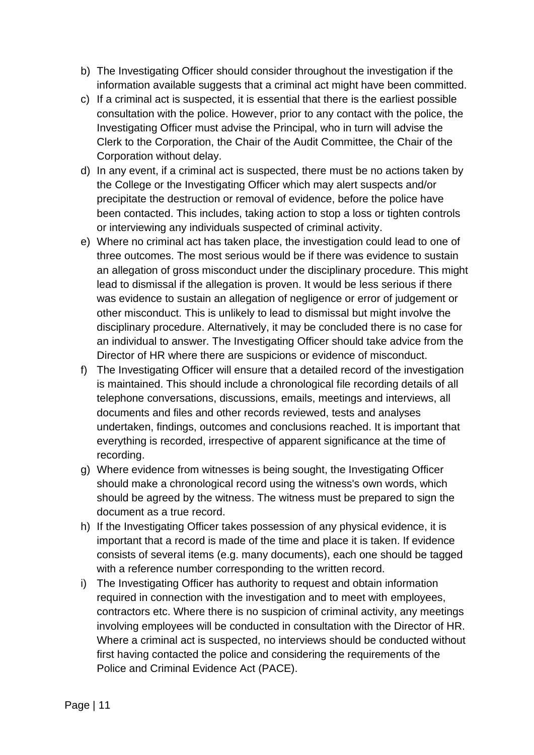b) The Investigating Officer should consider throughout the investigation if the information available suggests that a criminal act might have been committed.

c) If a criminal act is suspected, it is essential that there is the earliest possible consultation with the police. However, prior to any contact with the police, the Investigating Officer must advise the Principal, who in turn will advise the Clerk to the Corporation, the Chair of the Audit Committee, the Chair of the Corporation without delay.

d) In any event, if a criminal act is suspected, there must be no actions taken by the College or the Investigating Officer which may alert suspects and/or precipitate the destruction or removal of evidence, before the police have been contacted. This includes, taking action to stop a loss or tighten controls or interviewing any individuals suspected of criminal activity.

e) Where no criminal act has taken place, the investigation could lead to one of three outcomes. The most serious would be if there was evidence to sustain an allegation of gross misconduct under the disciplinary procedure. This might lead to dismissal if the allegation is proven. It would be less serious if there was evidence to sustain an allegation of negligence or error of judgement or other misconduct. This is unlikely to lead to dismissal but might involve the disciplinary procedure. Alternatively, it may be concluded there is no case for an individual to answer. The Investigating Officer should take advice from the Director of HR where there are suspicions or evidence of misconduct.

f) The Investigating Officer will ensure that a detailed record of the investigation is maintained. This should include a chronological file recording details of all telephone conversations, discussions, emails, meetings and interviews, all documents and files and other records reviewed, tests and analyses undertaken, findings, outcomes and conclusions reached. It is important that everything is recorded, irrespective of apparent significance at the time of recording.

g) Where evidence from witnesses is being sought, the Investigating Officer should make a chronological record using the witness's own words, which should be agreed by the witness. The witness must be prepared to sign the document as a true record.

h) If the Investigating Officer takes possession of any physical evidence, it is important that a record is made of the time and place it is taken. If evidence consists of several items (e.g. many documents), each one should be tagged with a reference number corresponding to the written record.

i) The Investigating Officer has authority to request and obtain information required in connection with the investigation and to meet with employees, contractors etc. Where there is no suspicion of criminal activity, any meetings involving employees will be conducted in consultation with the Director of HR. Where a criminal act is suspected, no interviews should be conducted without first having contacted the police and considering the requirements of the Police and Criminal Evidence Act (PACE).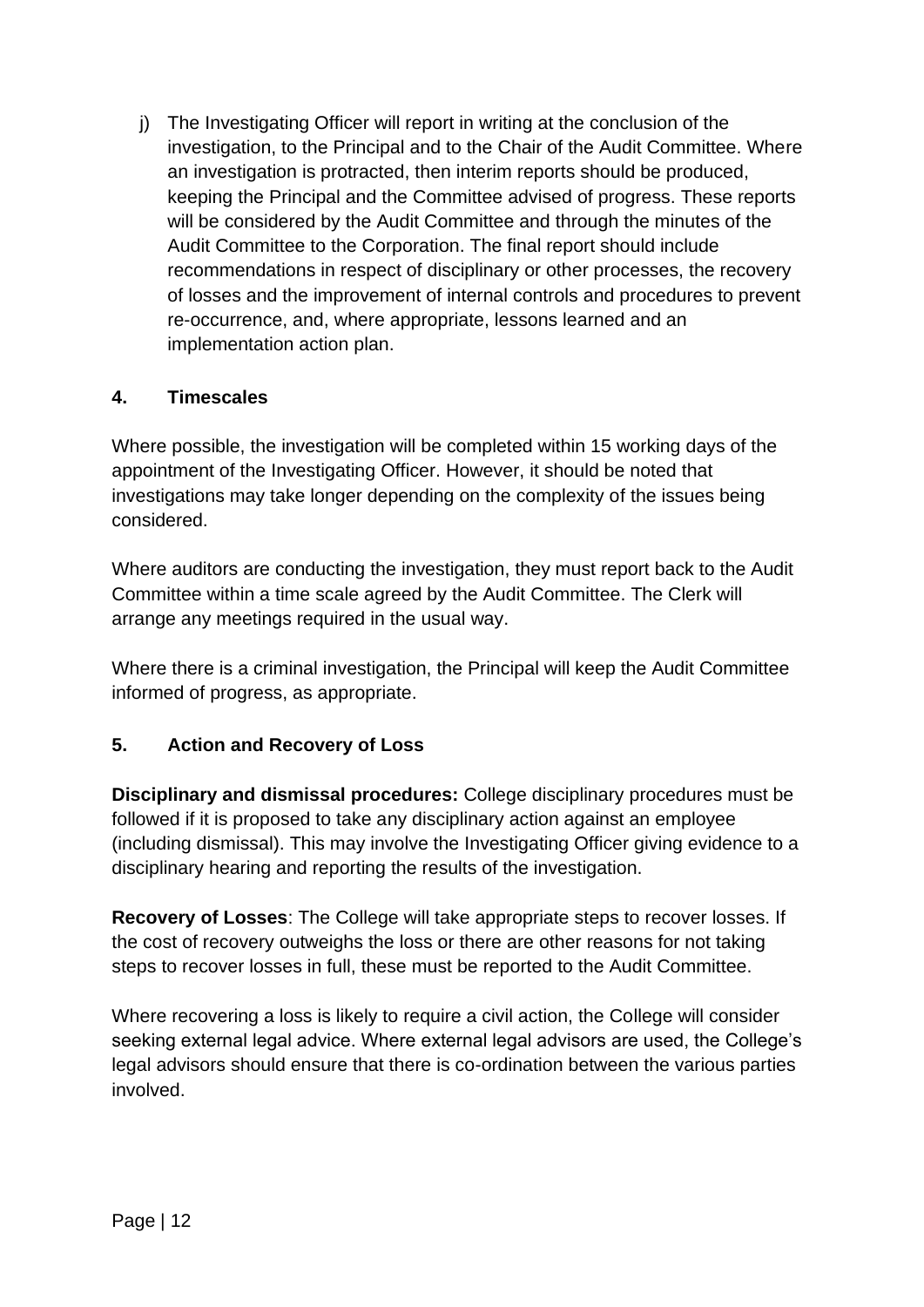j) The Investigating Officer will report in writing at the conclusion of the investigation, to the Principal and to the Chair of the Audit Committee. Where an investigation is protracted, then interim reports should be produced, keeping the Principal and the Committee advised of progress. These reports will be considered by the Audit Committee and through the minutes of the Audit Committee to the Corporation. The final report should include recommendations in respect of disciplinary or other processes, the recovery of losses and the improvement of internal controls and procedures to prevent re-occurrence, and, where appropriate, lessons learned and an implementation action plan.

## 4. Timescales

Where possible, the investigation will be completed within 15 working days of the appointment of the Investigating Officer. However, it should be noted that investigations may take longer depending on the complexity of the issues being considered.

Where auditors are conducting the investigation, they must report back to the Audit Committee within a time scale agreed by the Audit Committee. The Clerk will arrange any meetings required in the usual way.

Where there is a criminal investigation, the Principal will keep the Audit Committee informed of progress, as appropriate.

## 5. Action and Recovery of Loss

**Disciplinary and dismissal procedures:** College disciplinary procedures must be followed if it is proposed to take any disciplinary action against an employee (including dismissal). This may involve the Investigating Officer giving evidence to a disciplinary hearing and reporting the results of the investigation.

**Recovery of Losses**: The College will take appropriate steps to recover losses. If the cost of recovery outweighs the loss or there are other reasons for not taking steps to recover losses in full, these must be reported to the Audit Committee.

Where recovering a loss is likely to require a civil action, the College will consider seeking external legal advice. Where external legal advisors are used, the College's legal advisors should ensure that there is co-ordination between the various parties involved.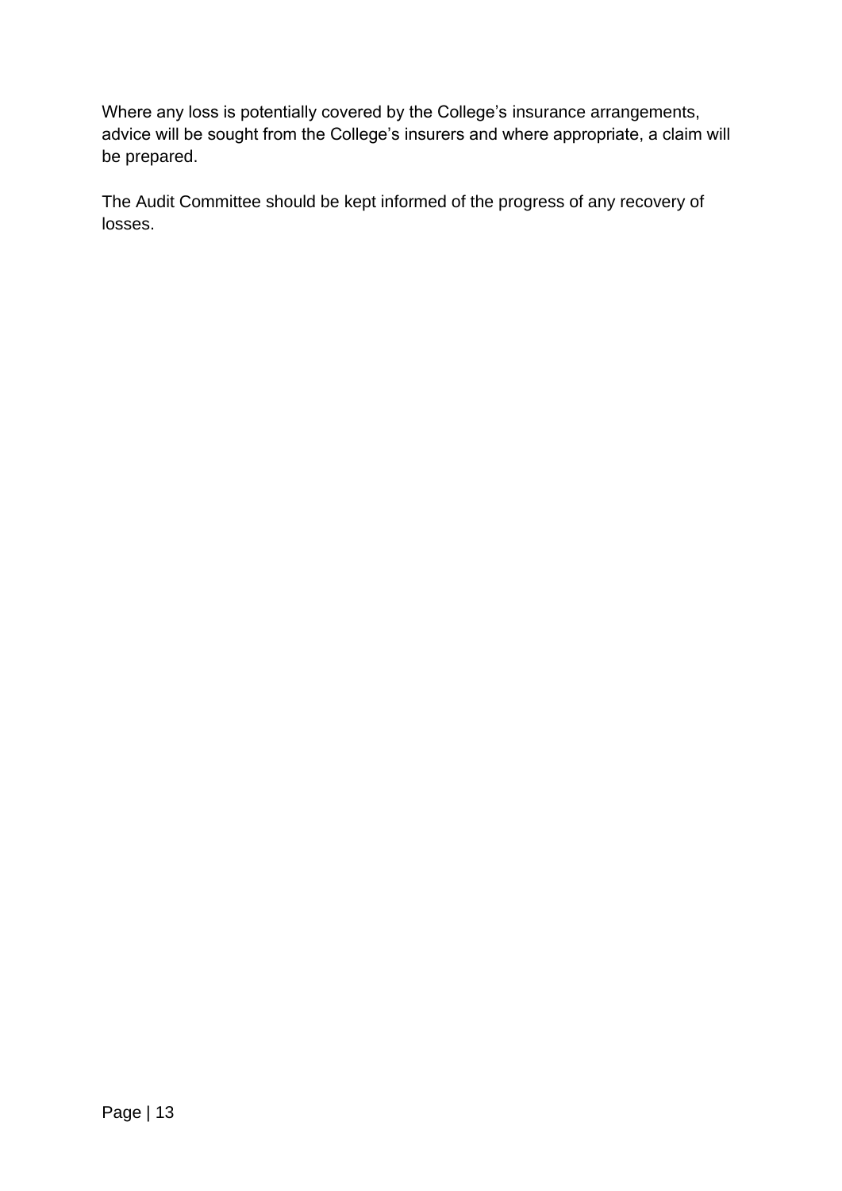Where any loss is potentially covered by the College's insurance arrangements, advice will be sought from the College's insurers and where appropriate, a claim will be prepared.

The Audit Committee should be kept informed of the progress of any recovery of losses.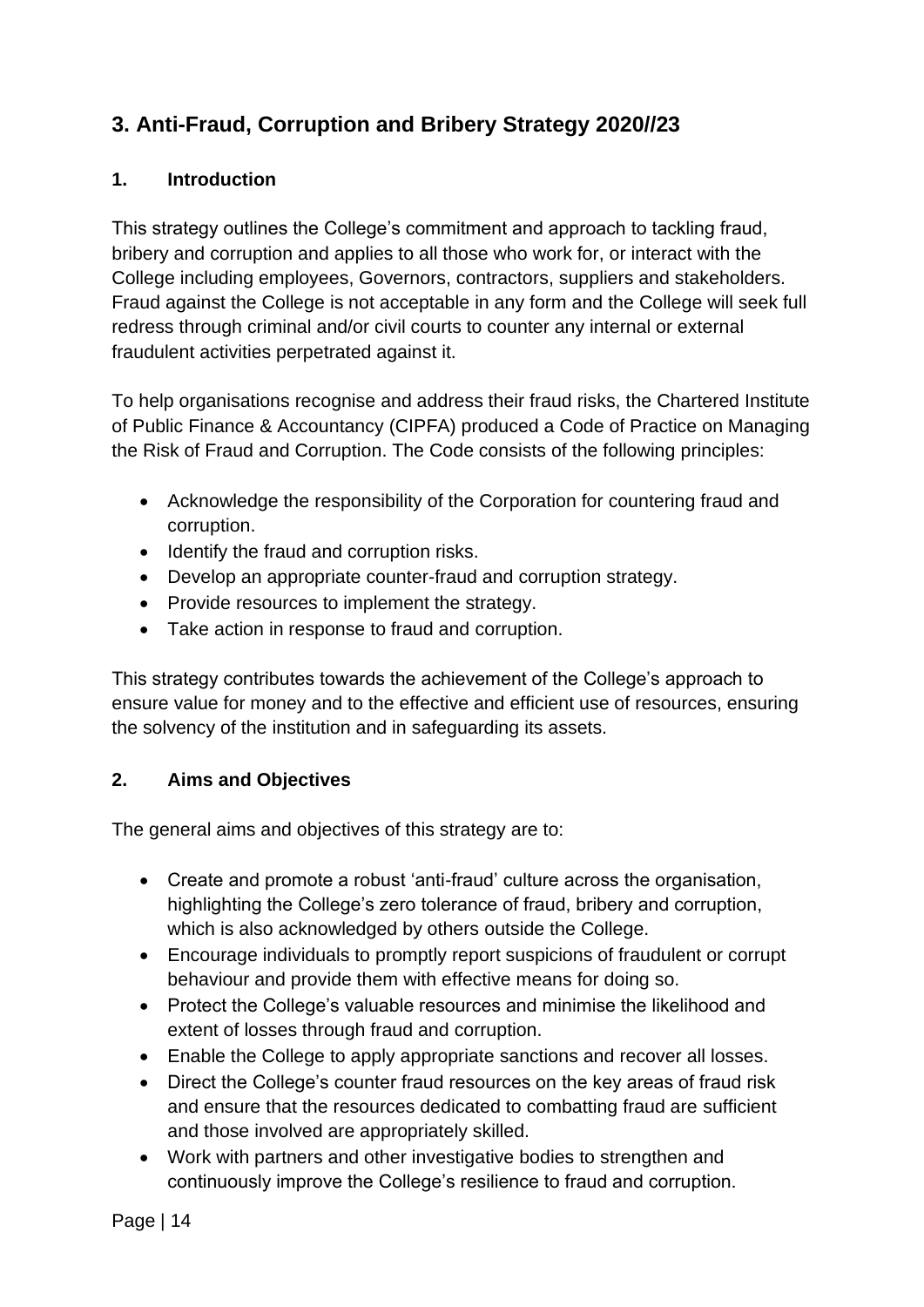## 3. Anti-Fraud, Corruption and Bribery Strategy 2020//23

### 1. Introduction

This strategy outlines the College's commitment and approach to tackling fraud, bribery and corruption and applies to all those who work for, or interact with the College including employees, Governors, contractors, suppliers and stakeholders. Fraud against the College is not acceptable in any form and the College will seek full redress through criminal and/or civil courts to counter any internal or external fraudulent activities perpetrated against it.

To help organisations recognise and address their fraud risks, the Chartered Institute of Public Finance & Accountancy (CIPFA) produced a Code of Practice on Managing the Risk of Fraud and Corruption. The Code consists of the following principles:

- Acknowledge the responsibility of the Corporation for countering fraud and corruption.
- Identify the fraud and corruption risks.
- Develop an appropriate counter-fraud and corruption strategy.
- Provide resources to implement the strategy.
- Take action in response to fraud and corruption.

This strategy contributes towards the achievement of the College's approach to ensure value for money and to the effective and efficient use of resources, ensuring the solvency of the institution and in safeguarding its assets.

### 2. Aims and Objectives

The general aims and objectives of this strategy are to:

- Create and promote a robust 'anti-fraud' culture across the organisation, highlighting the College's zero tolerance of fraud, bribery and corruption, which is also acknowledged by others outside the College.
- Encourage individuals to promptly report suspicions of fraudulent or corrupt behaviour and provide them with effective means for doing so.
- Protect the College's valuable resources and minimise the likelihood and extent of losses through fraud and corruption.
- Enable the College to apply appropriate sanctions and recover all losses.
- Direct the College's counter fraud resources on the key areas of fraud risk and ensure that the resources dedicated to combatting fraud are sufficient and those involved are appropriately skilled.
- Work with partners and other investigative bodies to strengthen and continuously improve the College's resilience to fraud and corruption.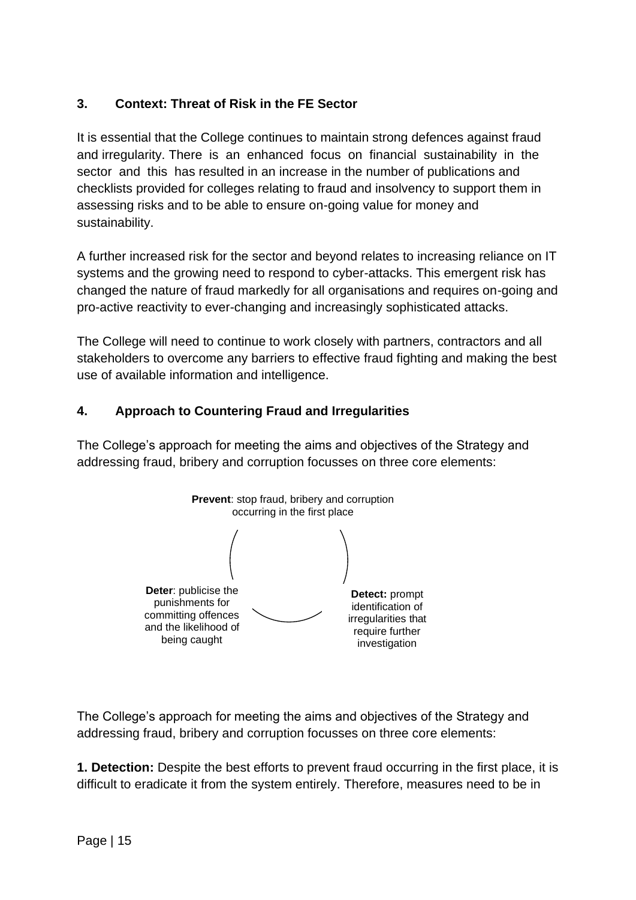## 3. Context: Threat of Risk in the FE Sector

It is essential that the College continues to maintain strong defences against fraud and irregularity. There is an enhanced focus on financial sustainability in the sector and this has resulted in an increase in the number of publications and checklists provided for colleges relating to fraud and insolvency to support them in assessing risks and to be able to ensure on-going value for money and sustainability.

A further increased risk for the sector and beyond relates to increasing reliance on IT systems and the growing need to respond to cyber-attacks. This emergent risk has changed the nature of fraud markedly for all organisations and requires on-going and pro-active reactivity to ever-changing and increasingly sophisticated attacks.

The College will need to continue to work closely with partners, contractors and all stakeholders to overcome any barriers to effective fraud fighting and making the best use of available information and intelligence.

## 4. Approach to Countering Fraud and Irregularities

The College's approach for meeting the aims and objectives of the Strategy and addressing fraud, bribery and corruption focusses on three core elements:

**Prevent**: stop fraud, bribery and corruption occurring in the first place

**Detect:** prompt identification of irregularities that require further investigation

**Deter**: publicise the punishments for committing offences and the likelihood of being caught

The College's approach for meeting the aims and objectives of the Strategy and addressing fraud, bribery and corruption focusses on three core elements:

**1. Detection:** Despite the best efforts to prevent fraud occurring in the first place, it is difficult to eradicate it from the system entirely. Therefore, measures need to be in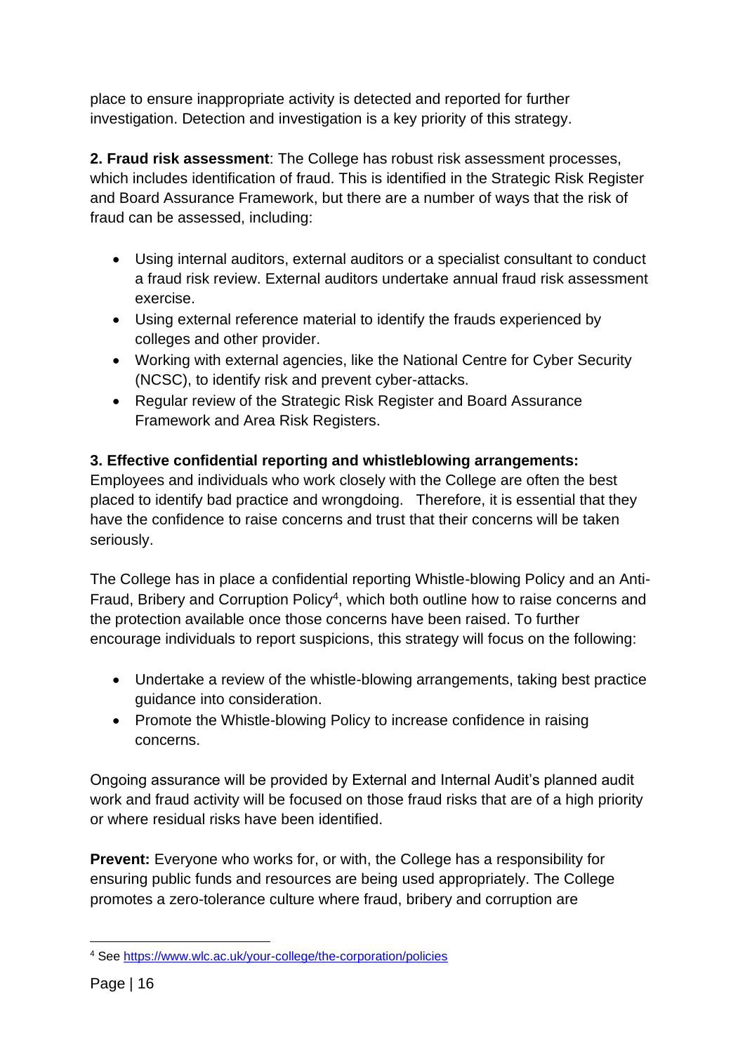place to ensure inappropriate activity is detected and reported for further investigation. Detection and investigation is a key priority of this strategy.

**2. Fraud risk assessment**: The College has robust risk assessment processes, which includes identification of fraud. This is identified in the Strategic Risk Register and Board Assurance Framework, but there are a number of ways that the risk of fraud can be assessed, including:

- Using internal auditors, external auditors or a specialist consultant to conduct a fraud risk review. External auditors undertake annual fraud risk assessment exercise.
- Using external reference material to identify the frauds experienced by colleges and other provider.
- Working with external agencies, like the National Centre for Cyber Security (NCSC), to identify risk and prevent cyber-attacks.
- Regular review of the Strategic Risk Register and Board Assurance Framework and Area Risk Registers.

**3. Effective confidential reporting and whistleblowing arrangements:**
Employees and individuals who work closely with the College are often the best placed to identify bad practice and wrongdoing. Therefore, it is essential that they have the confidence to raise concerns and trust that their concerns will be taken seriously.

The College has in place a confidential reporting Whistle-blowing Policy and an Anti-Fraud, Bribery and Corruption Policy[4], which both outline how to raise concerns and the protection available once those concerns have been raised. To further encourage individuals to report suspicions, this strategy will focus on the following:

- Undertake a review of the whistle-blowing arrangements, taking best practice guidance into consideration.
- Promote the Whistle-blowing Policy to increase confidence in raising concerns.

Ongoing assurance will be provided by External and Internal Audit's planned audit work and fraud activity will be focused on those fraud risks that are of a high priority or where residual risks have been identified.

**Prevent:** Everyone who works for, or with, the College has a responsibility for ensuring public funds and resources are being used appropriately. The College promotes a zero-tolerance culture where fraud, bribery and corruption are

[4] See https://www.wlc.ac.uk/your-college/the-corporation/policies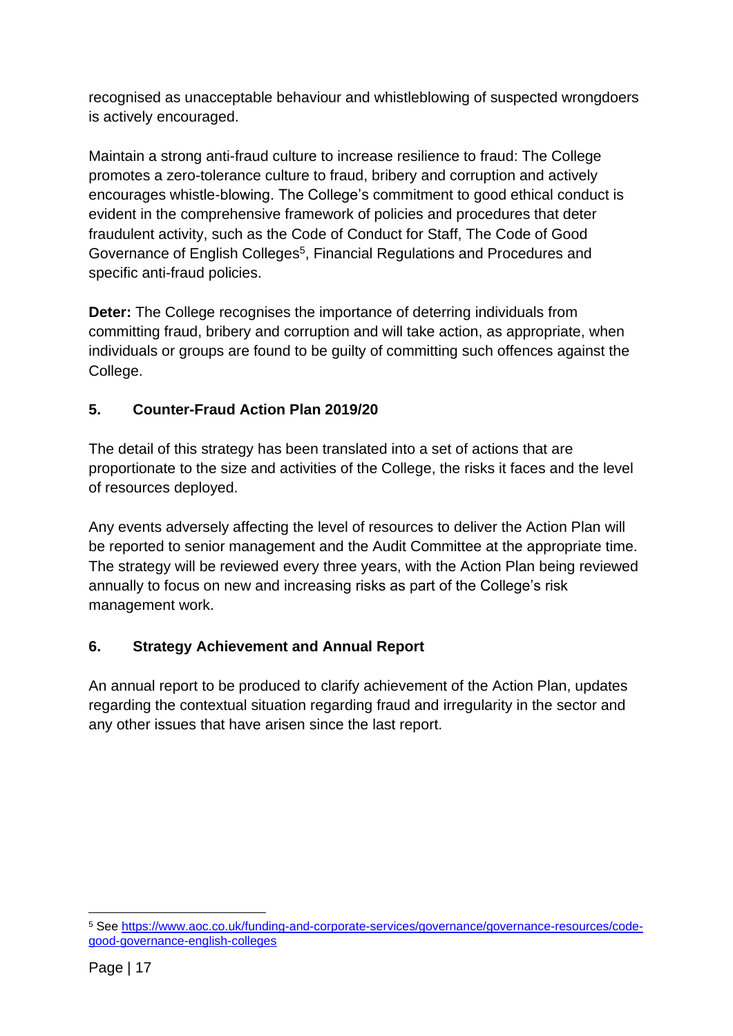recognised as unacceptable behaviour and whistleblowing of suspected wrongdoers is actively encouraged.

Maintain a strong anti-fraud culture to increase resilience to fraud: The College promotes a zero-tolerance culture to fraud, bribery and corruption and actively encourages whistle-blowing. The College's commitment to good ethical conduct is evident in the comprehensive framework of policies and procedures that deter fraudulent activity, such as the Code of Conduct for Staff, The Code of Good Governance of English Colleges[5], Financial Regulations and Procedures and specific anti-fraud policies.

**Deter:** The College recognises the importance of deterring individuals from committing fraud, bribery and corruption and will take action, as appropriate, when individuals or groups are found to be guilty of committing such offences against the College.

## 5. Counter-Fraud Action Plan 2019/20

The detail of this strategy has been translated into a set of actions that are proportionate to the size and activities of the College, the risks it faces and the level of resources deployed.

Any events adversely affecting the level of resources to deliver the Action Plan will be reported to senior management and the Audit Committee at the appropriate time. The strategy will be reviewed every three years, with the Action Plan being reviewed annually to focus on new and increasing risks as part of the College's risk management work.

## 6. Strategy Achievement and Annual Report

An annual report to be produced to clarify achievement of the Action Plan, updates regarding the contextual situation regarding fraud and irregularity in the sector and any other issues that have arisen since the last report.

---

[5] See https://www.aoc.co.uk/funding-and-corporate-services/governance/governance-resources/code-good-governance-english-colleges